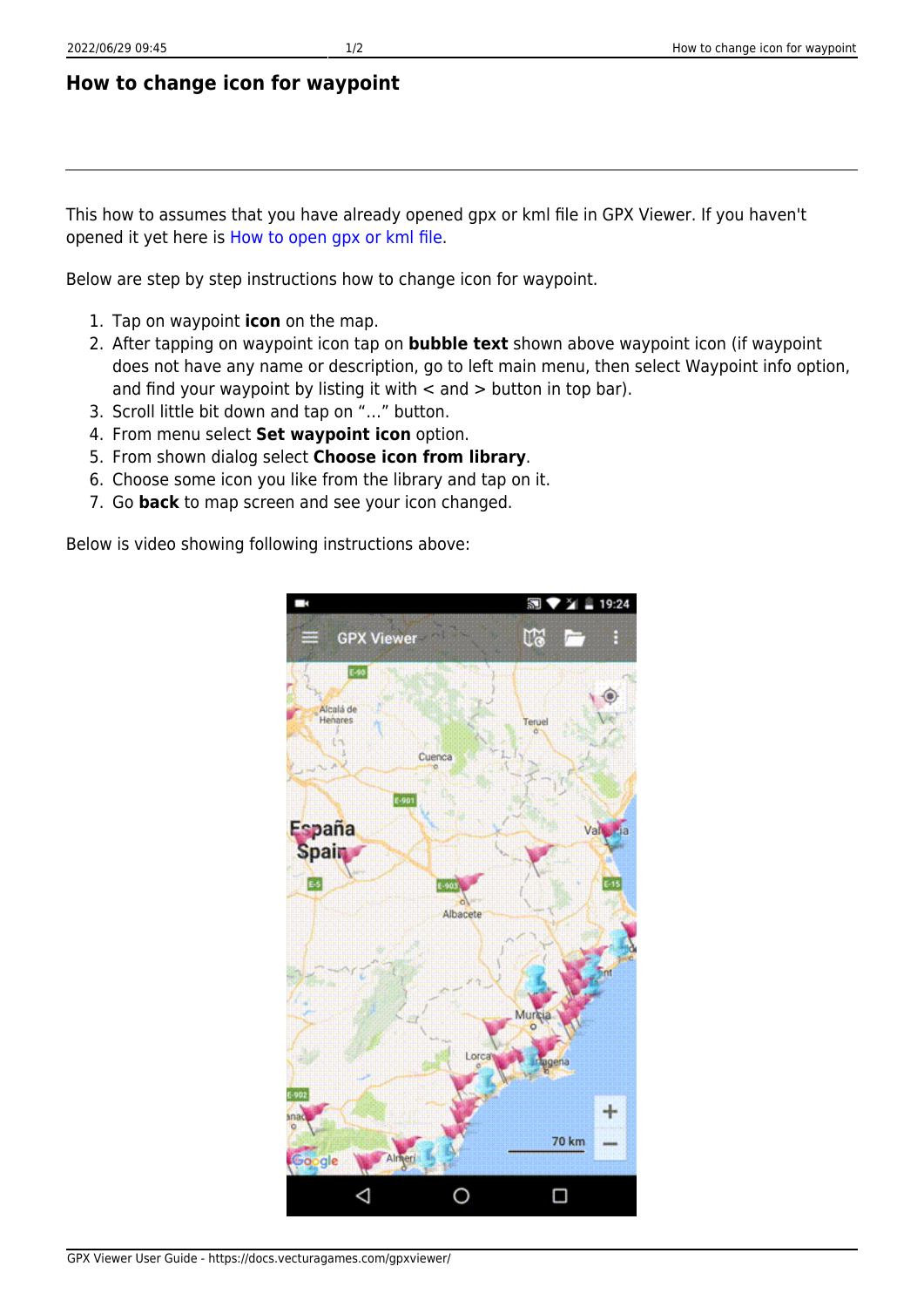# How to change icon for waypoint

This how to assumes that you have already opened gpx or kml file in GPX Viewer. If you haven't opened it yet here is How to open gpx or kml file.

Below are step by step instructions how to change icon for waypoint.

1. Tap on waypoint **icon** on the map.
2. After tapping on waypoint icon tap on **bubble text** shown above waypoint icon (if waypoint does not have any name or description, go to left main menu, then select Waypoint info option, and find your waypoint by listing it with < and > button in top bar).
3. Scroll little bit down and tap on "…" button.
4. From menu select **Set waypoint icon** option.
5. From shown dialog select **Choose icon from library**.
6. Choose some icon you like from the library and tap on it.
7. Go **back** to map screen and see your icon changed.

Below is video showing following instructions above: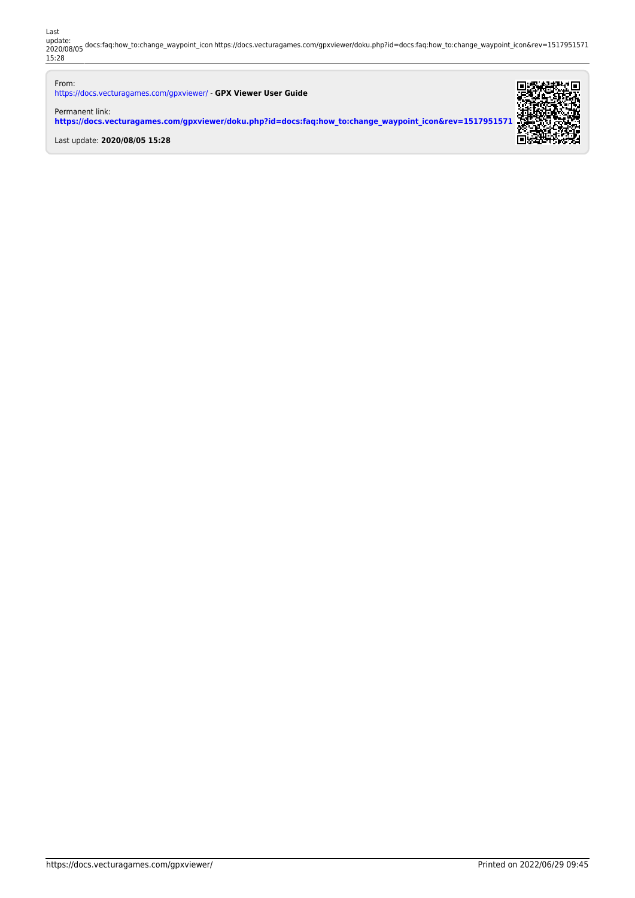From:
https://docs.vecturagames.com/gpxviewer/ - **GPX Viewer User Guide**

Permanent link:
**https://docs.vecturagames.com/gpxviewer/doku.php?id=docs:faq:how_to:change_waypoint_icon&rev=1517951571**

Last update: **2020/08/05 15:28**